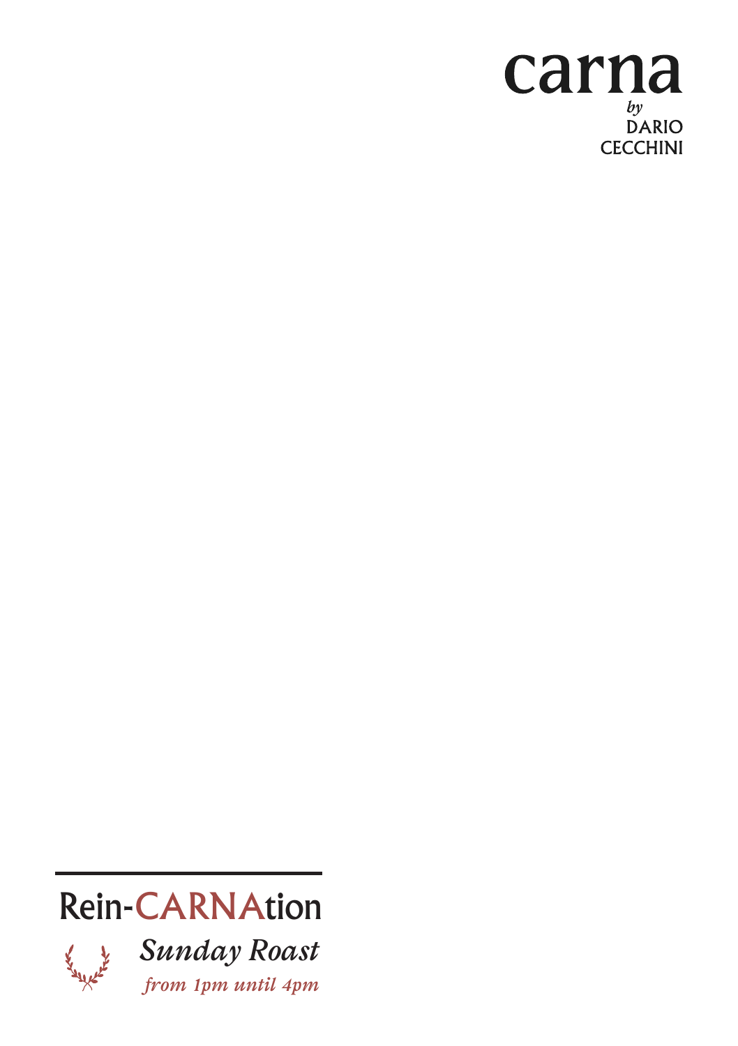# carna

*by*
DARIO
CECCHINI

## Rein-CARNAtion

### *Sunday Roast*

*from 1pm until 4pm*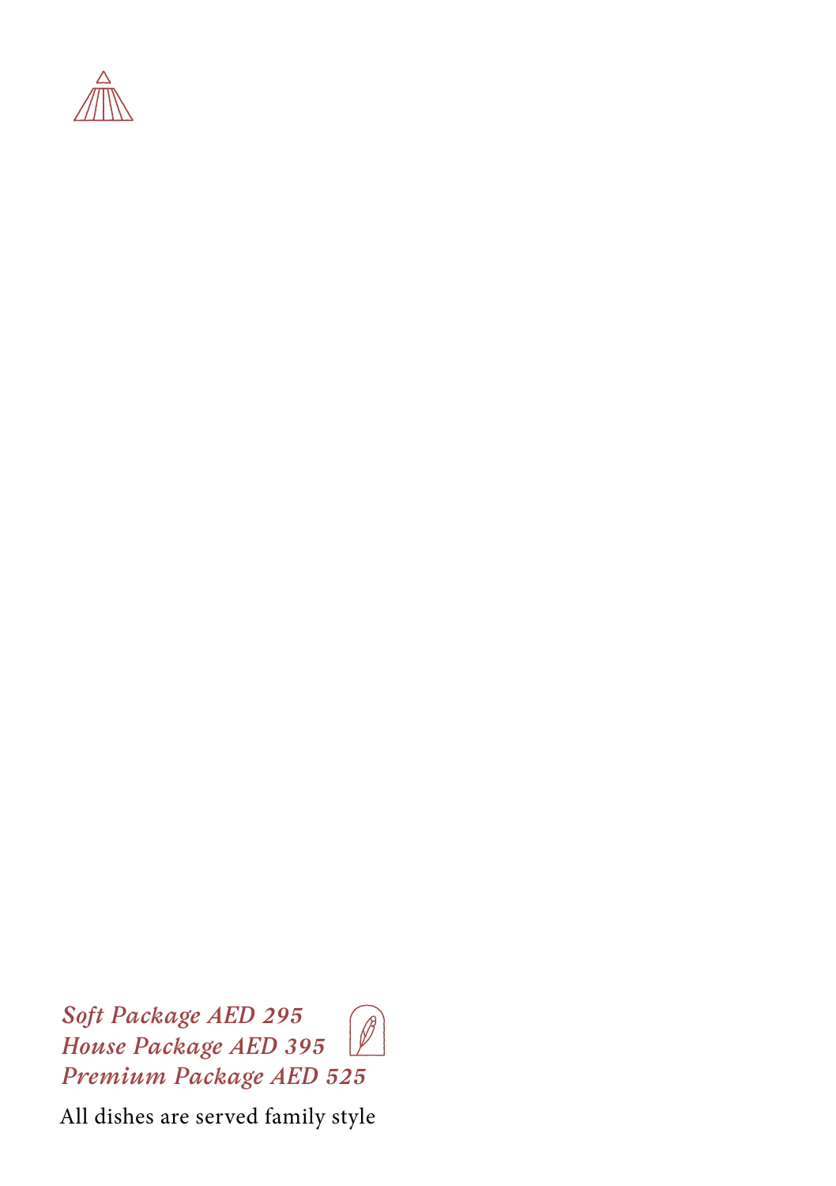*Soft Package AED 295*
*House Package AED 395*
*Premium Package AED 525*

All dishes are served family style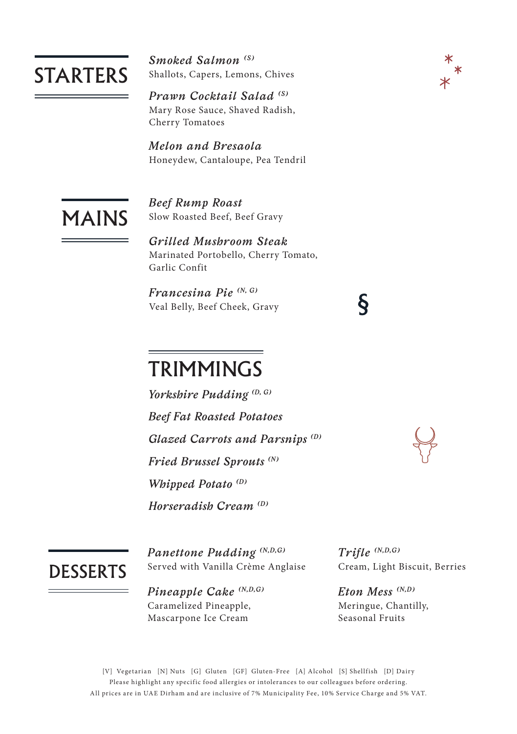## STARTERS

***Smoked Salmon*** *(S)*
Shallots, Capers, Lemons, Chives

***Prawn Cocktail Salad*** *(S)*
Mary Rose Sauce, Shaved Radish, Cherry Tomatoes

***Melon and Bresaola***
Honeydew, Cantaloupe, Pea Tendril

## MAINS

***Beef Rump Roast***
Slow Roasted Beef, Beef Gravy

***Grilled Mushroom Steak***
Marinated Portobello, Cherry Tomato, Garlic Confit

***Francesina Pie*** *(N, G)*
Veal Belly, Beef Cheek, Gravy

§

## TRIMMINGS

***Yorkshire Pudding*** *(D, G)*

***Beef Fat Roasted Potatoes***

***Glazed Carrots and Parsnips*** *(D)*

***Fried Brussel Sprouts*** *(N)*

***Whipped Potato*** *(D)*

***Horseradish Cream*** *(D)*

## DESSERTS

***Panettone Pudding*** *(N,D,G)*
Served with Vanilla Crème Anglaise

***Pineapple Cake*** *(N,D,G)*
Caramelized Pineapple, Mascarpone Ice Cream

***Trifle*** *(N,D,G)*
Cream, Light Biscuit, Berries

***Eton Mess*** *(N,D)*
Meringue, Chantilly, Seasonal Fruits

[V] Vegetarian [N] Nuts [G] Gluten [GF] Gluten-Free [A] Alcohol [S] Shellfish [D] Dairy
Please highlight any specific food allergies or intolerances to our colleagues before ordering.
All prices are in UAE Dirham and are inclusive of 7% Municipality Fee, 10% Service Charge and 5% VAT.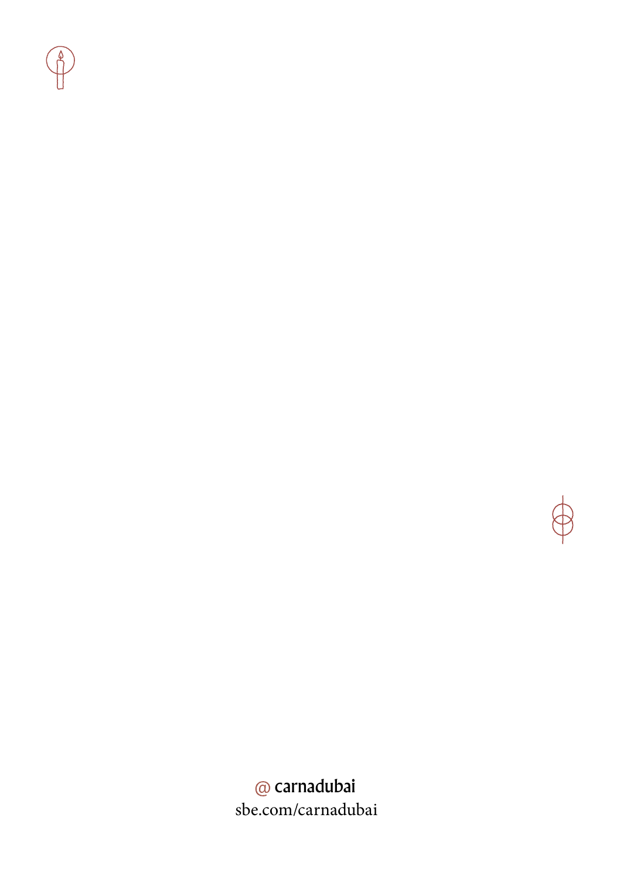@ **carnadubai**

sbe.com/carnadubai